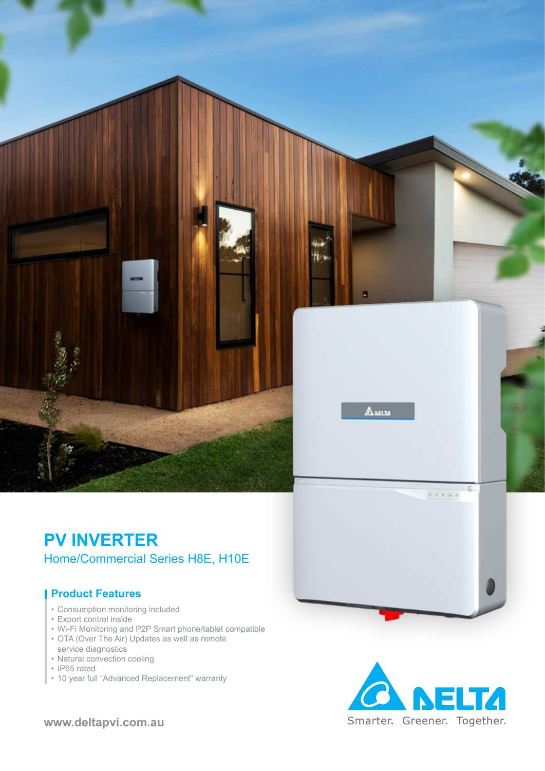# PV INVERTER

## Home/Commercial Series H8E, H10E

### Product Features

- Consumption monitoring included
- Export control inside
- Wi-Fi Monitoring and P2P Smart phone/tablet compatible
- OTA (Over The Air) Updates as well as remote service diagnostics
- Natural convection cooling
- IP65 rated
- 10 year full "Advanced Replacement" warranty

www.deltapvi.com.au

DELTA

Smarter. Greener. Together.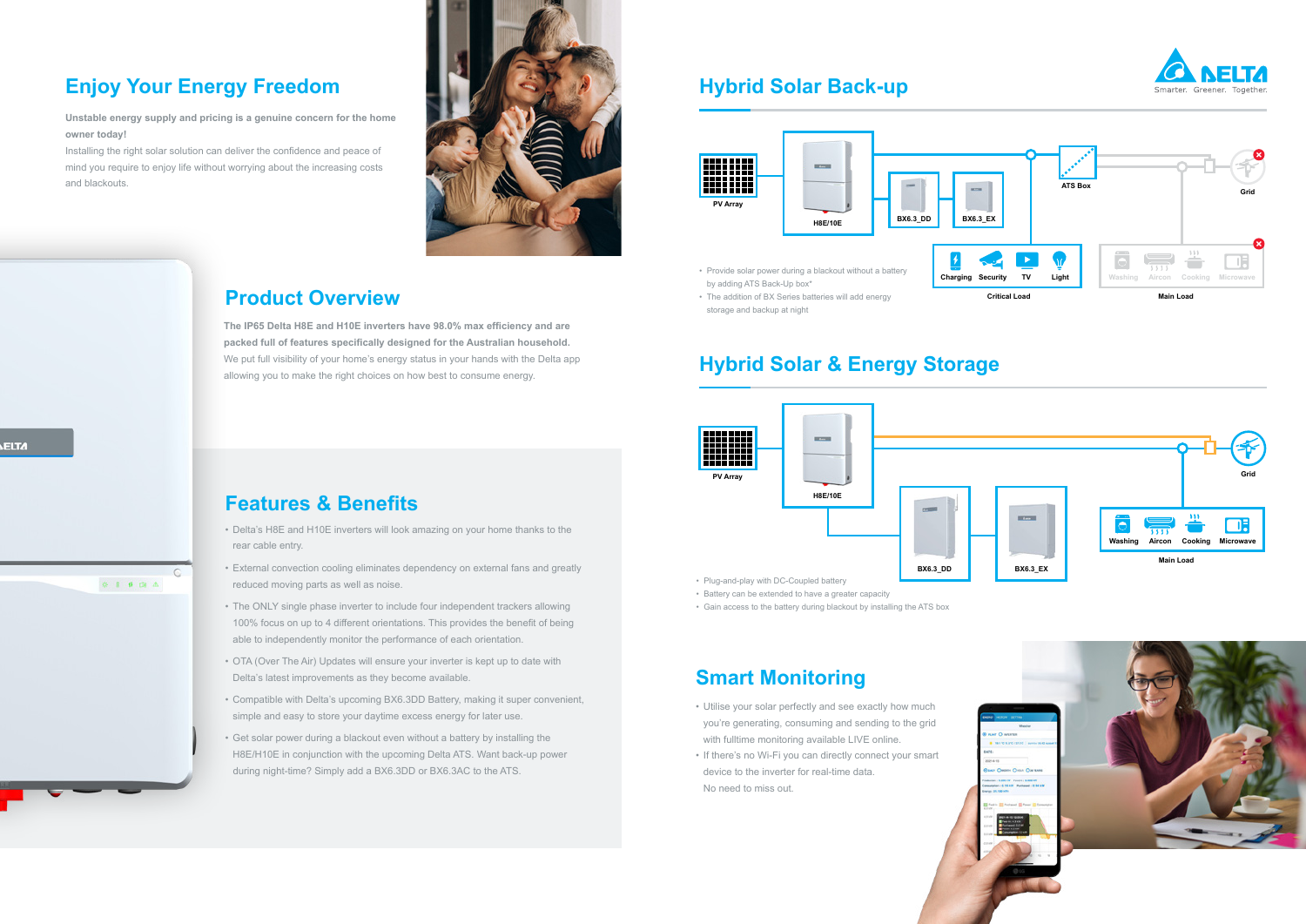## Enjoy Your Energy Freedom

**Unstable energy supply and pricing is a genuine concern for the home owner today!**

Installing the right solar solution can deliver the confidence and peace of mind you require to enjoy life without worrying about the increasing costs and blackouts.

## Product Overview

**The IP65 Delta H8E and H10E inverters have 98.0% max efficiency and are packed full of features specifically designed for the Australian household.**

We put full visibility of your home's energy status in your hands with the Delta app allowing you to make the right choices on how best to consume energy.

## Features & Benefits

- Delta's H8E and H10E inverters will look amazing on your home thanks to the rear cable entry.
- External convection cooling eliminates dependency on external fans and greatly reduced moving parts as well as noise.
- The ONLY single phase inverter to include four independent trackers allowing 100% focus on up to 4 different orientations. This provides the benefit of being able to independently monitor the performance of each orientation.
- OTA (Over The Air) Updates will ensure your inverter is kept up to date with Delta's latest improvements as they become available.
- Compatible with Delta's upcoming BX6.3DD Battery, making it super convenient, simple and easy to store your daytime excess energy for later use.
- Get solar power during a blackout even without a battery by installing the H8E/H10E in conjunction with the upcoming Delta ATS. Want back-up power during night-time? Simply add a BX6.3DD or BX6.3AC to the ATS.

## Hybrid Solar Back-up

PV Array — H8E/10E — BX6.3_DD — BX6.3_EX — ATS Box — Grid

Critical Load: Charging, Security, TV, Light

Main Load: Washing, Aircon, Cooking, Microwave

- Provide solar power during a blackout without a battery by adding ATS Back-Up box*
- The addition of BX Series batteries will add energy storage and backup at night

## Hybrid Solar & Energy Storage

PV Array — H8E/10E — BX6.3_DD — BX6.3_EX — Grid

Main Load: Washing, Aircon, Cooking, Microwave

- Plug-and-play with DC-Coupled battery
- Battery can be extended to have a greater capacity
- Gain access to the battery during blackout by installing the ATS box

## Smart Monitoring

- Utilise your solar perfectly and see exactly how much you're generating, consuming and sending to the grid with fulltime monitoring available LIVE online.
- If there's no Wi-Fi you can directly connect your smart device to the inverter for real-time data. No need to miss out.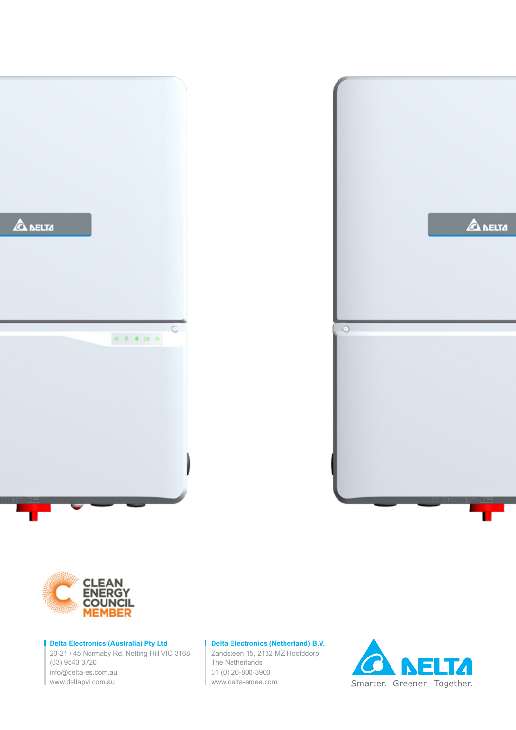CLEAN ENERGY COUNCIL MEMBER

**Delta Electronics (Australia) Pty Ltd**
20-21 / 45 Normaby Rd, Notting Hill VIC 3168
(03) 9543 3720
info@delta-es.com.au
www.deltapvi.com.au

**Delta Electronics (Netherland) B.V.**
Zandsteen 15, 2132 MZ Hoofddorp,
The Netherlands
31 (0) 20-800-3900
www.delta-emea.com

Smarter. Greener. Together.